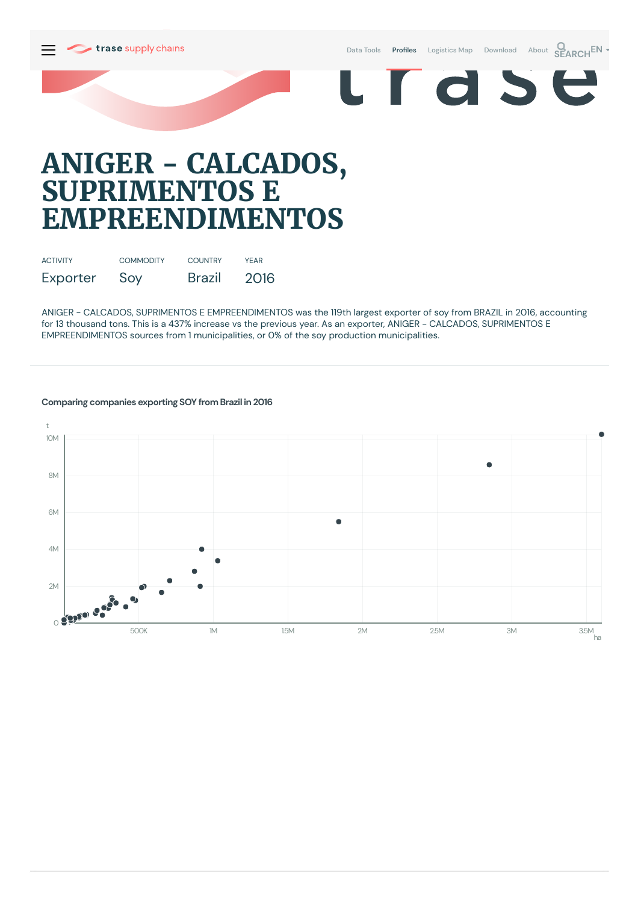# ANIGER - CALCADOS, SUPRIMENTOS E EMPREENDIMENTOS

| ACTIVITY | COMMODITY | COUNTRY | YEAR |
| --- | --- | --- | --- |
| Exporter | Soy | Brazil | 2016 |

ANIGER - CALCADOS, SUPRIMENTOS E EMPREENDIMENTOS was the 119th largest exporter of soy from BRAZIL in 2016, accounting for 13 thousand tons. This is a 437% increase vs the previous year. As an exporter, ANIGER - CALCADOS, SUPRIMENTOS E EMPREENDIMENTOS sources from 1 municipalities, or 0% of the soy production municipalities.

### Comparing companies exporting SOY from Brazil in 2016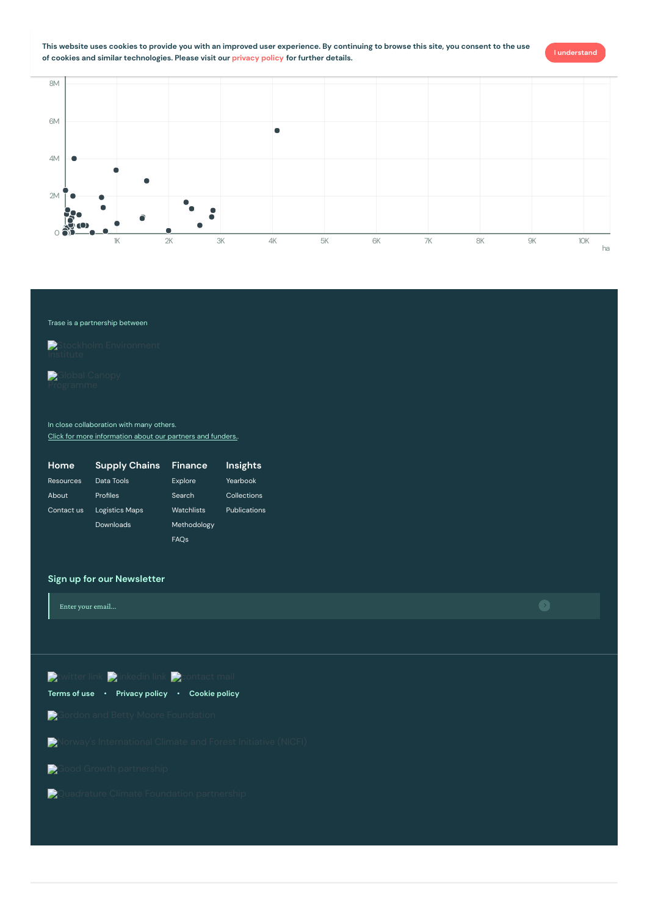This website uses cookies to provide you with an improved user experience. By continuing to browse this site, you consent to the use of cookies and similar technologies. Please visit our privacy policy for further details.

I understand

8M
6M
4M
2M
0
1K
2K
3K
4K
5K
6K
7K
8K
9K
10K
ha

Trase is a partnership between

Stockholm Environment Institute

Global Canopy Programme

In close collaboration with many others.
Click for more information about our partners and funders.

**Home**
- Resources
- About
- Contact us

**Supply Chains**
- Data Tools
- Profiles
- Logistics Maps
- Downloads

**Finance**
- Explore
- Search
- Watchlists
- Methodology
- FAQs

**Insights**
- Yearbook
- Collections
- Publications

## Sign up for our Newsletter

Enter your email...

twitter link linkedin link contact mail

Terms of use • Privacy policy • Cookie policy

Gordon and Betty Moore Foundation

Norway's International Climate and Forest Initiative (NICFI)

Good Growth partnership

Quadrature Climate Foundation partnership